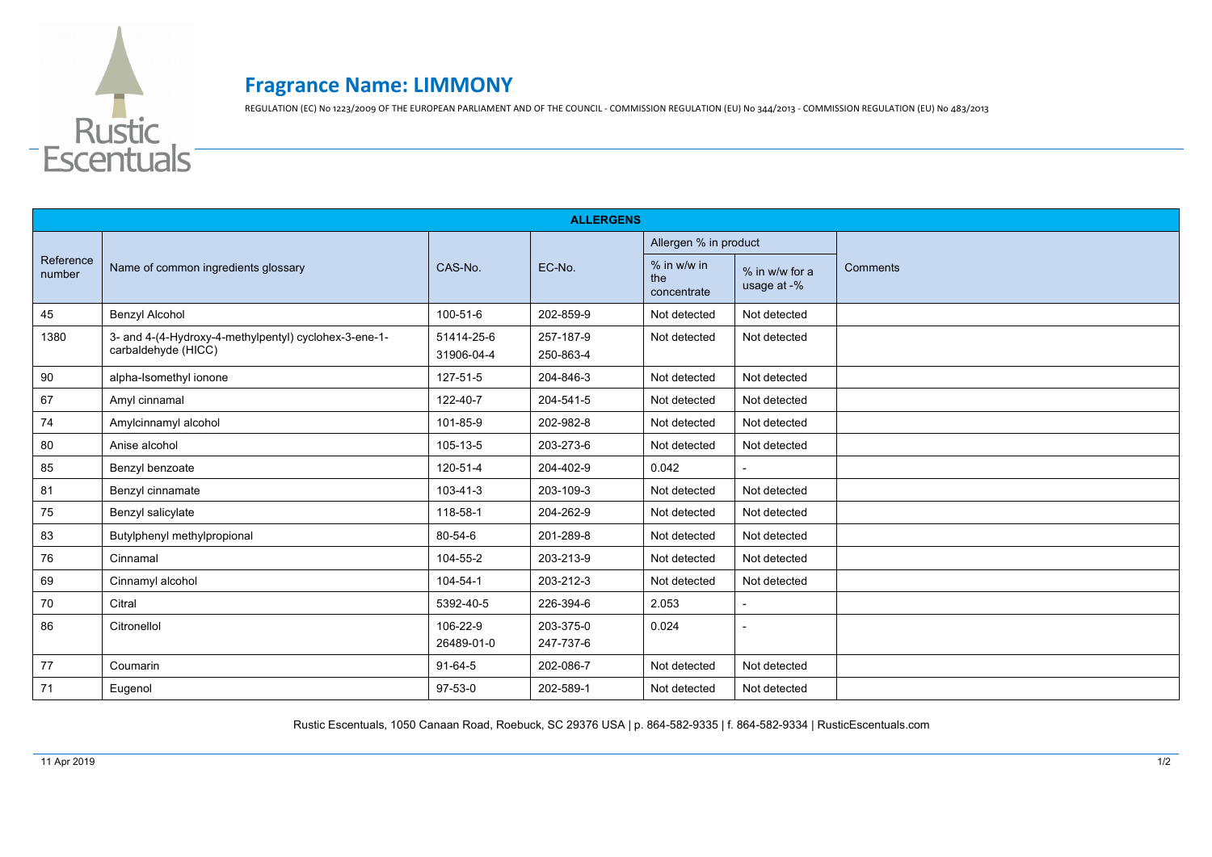# Fragrance Name: LIMMONY

REGULATION (EC) No 1223/2009 OF THE EUROPEAN PARLIAMENT AND OF THE COUNCIL - COMMISSION REGULATION (EU) No 344/2013 - COMMISSION REGULATION (EU) No 483/2013

| ALLERGENS | | | | | | |
|---|---|---|---|---|---|---|
| Reference number | Name of common ingredients glossary | CAS-No. | EC-No. | Allergen % in product | | Comments |
| | | | | % in w/w in the concentrate | % in w/w for a usage at -% | |
| 45 | Benzyl Alcohol | 100-51-6 | 202-859-9 | Not detected | Not detected | |
| 1380 | 3- and 4-(4-Hydroxy-4-methylpentyl) cyclohex-3-ene-1-carbaldehyde (HICC) | 51414-25-6 31906-04-4 | 257-187-9 250-863-4 | Not detected | Not detected | |
| 90 | alpha-Isomethyl ionone | 127-51-5 | 204-846-3 | Not detected | Not detected | |
| 67 | Amyl cinnamal | 122-40-7 | 204-541-5 | Not detected | Not detected | |
| 74 | Amylcinnamyl alcohol | 101-85-9 | 202-982-8 | Not detected | Not detected | |
| 80 | Anise alcohol | 105-13-5 | 203-273-6 | Not detected | Not detected | |
| 85 | Benzyl benzoate | 120-51-4 | 204-402-9 | 0.042 | - | |
| 81 | Benzyl cinnamate | 103-41-3 | 203-109-3 | Not detected | Not detected | |
| 75 | Benzyl salicylate | 118-58-1 | 204-262-9 | Not detected | Not detected | |
| 83 | Butylphenyl methylpropional | 80-54-6 | 201-289-8 | Not detected | Not detected | |
| 76 | Cinnamal | 104-55-2 | 203-213-9 | Not detected | Not detected | |
| 69 | Cinnamyl alcohol | 104-54-1 | 203-212-3 | Not detected | Not detected | |
| 70 | Citral | 5392-40-5 | 226-394-6 | 2.053 | - | |
| 86 | Citronellol | 106-22-9 26489-01-0 | 203-375-0 247-737-6 | 0.024 | - | |
| 77 | Coumarin | 91-64-5 | 202-086-7 | Not detected | Not detected | |
| 71 | Eugenol | 97-53-0 | 202-589-1 | Not detected | Not detected | |

Rustic Escentuals, 1050 Canaan Road, Roebuck, SC 29376 USA | p. 864-582-9335 | f. 864-582-9334 | RusticEscentuals.com

11 Apr 2019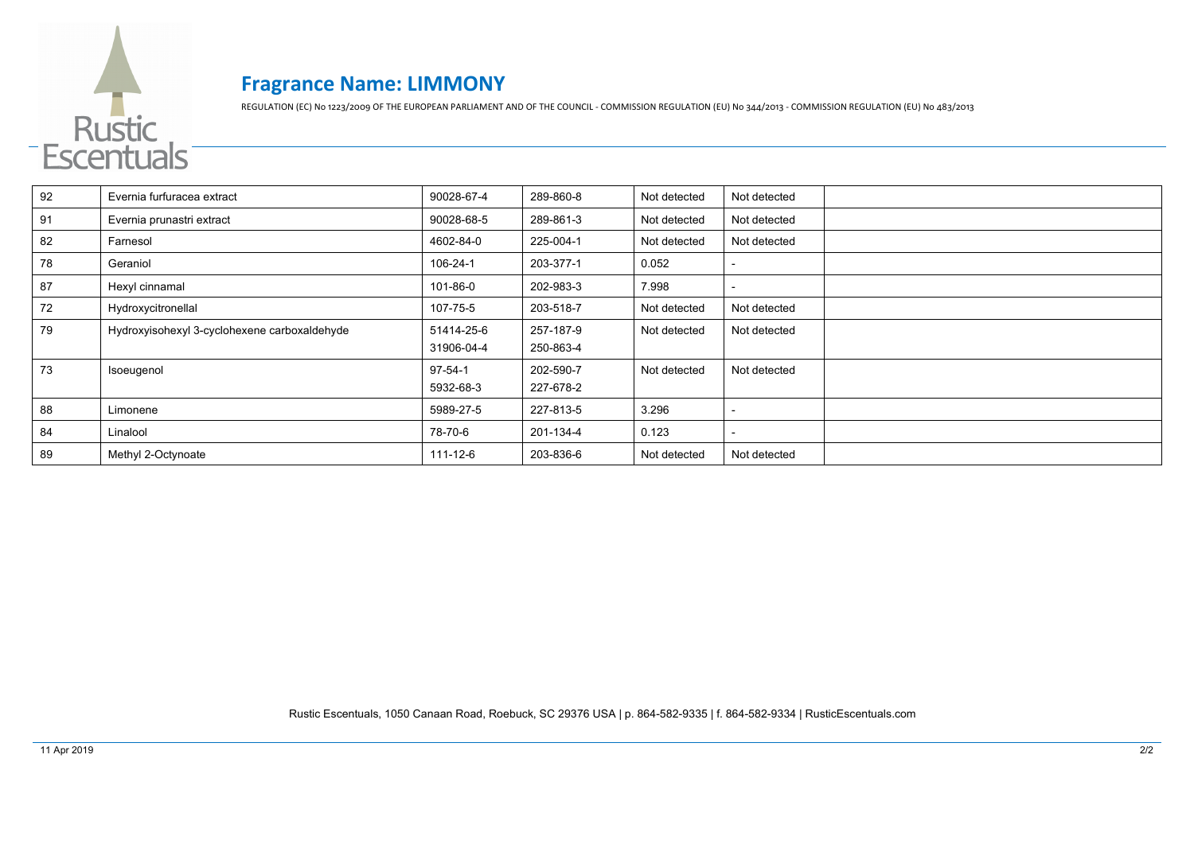## Fragrance Name: LIMMONY

REGULATION (EC) No 1223/2009 OF THE EUROPEAN PARLIAMENT AND OF THE COUNCIL - COMMISSION REGULATION (EU) No 344/2013 - COMMISSION REGULATION (EU) No 483/2013

| | | | | | | |
|---|---|---|---|---|---|---|
| 92 | Evernia furfuracea extract | 90028-67-4 | 289-860-8 | Not detected | Not detected | |
| 91 | Evernia prunastri extract | 90028-68-5 | 289-861-3 | Not detected | Not detected | |
| 82 | Farnesol | 4602-84-0 | 225-004-1 | Not detected | Not detected | |
| 78 | Geraniol | 106-24-1 | 203-377-1 | 0.052 | - | |
| 87 | Hexyl cinnamal | 101-86-0 | 202-983-3 | 7.998 | - | |
| 72 | Hydroxycitronellal | 107-75-5 | 203-518-7 | Not detected | Not detected | |
| 79 | Hydroxyisohexyl 3-cyclohexene carboxaldehyde | 51414-25-6<br>31906-04-4 | 257-187-9<br>250-863-4 | Not detected | Not detected | |
| 73 | Isoeugenol | 97-54-1<br>5932-68-3 | 202-590-7<br>227-678-2 | Not detected | Not detected | |
| 88 | Limonene | 5989-27-5 | 227-813-5 | 3.296 | - | |
| 84 | Linalool | 78-70-6 | 201-134-4 | 0.123 | - | |
| 89 | Methyl 2-Octynoate | 111-12-6 | 203-836-6 | Not detected | Not detected | |

Rustic Escentuals, 1050 Canaan Road, Roebuck, SC 29376 USA | p. 864-582-9335 | f. 864-582-9334 | RusticEscentuals.com

11 Apr 2019